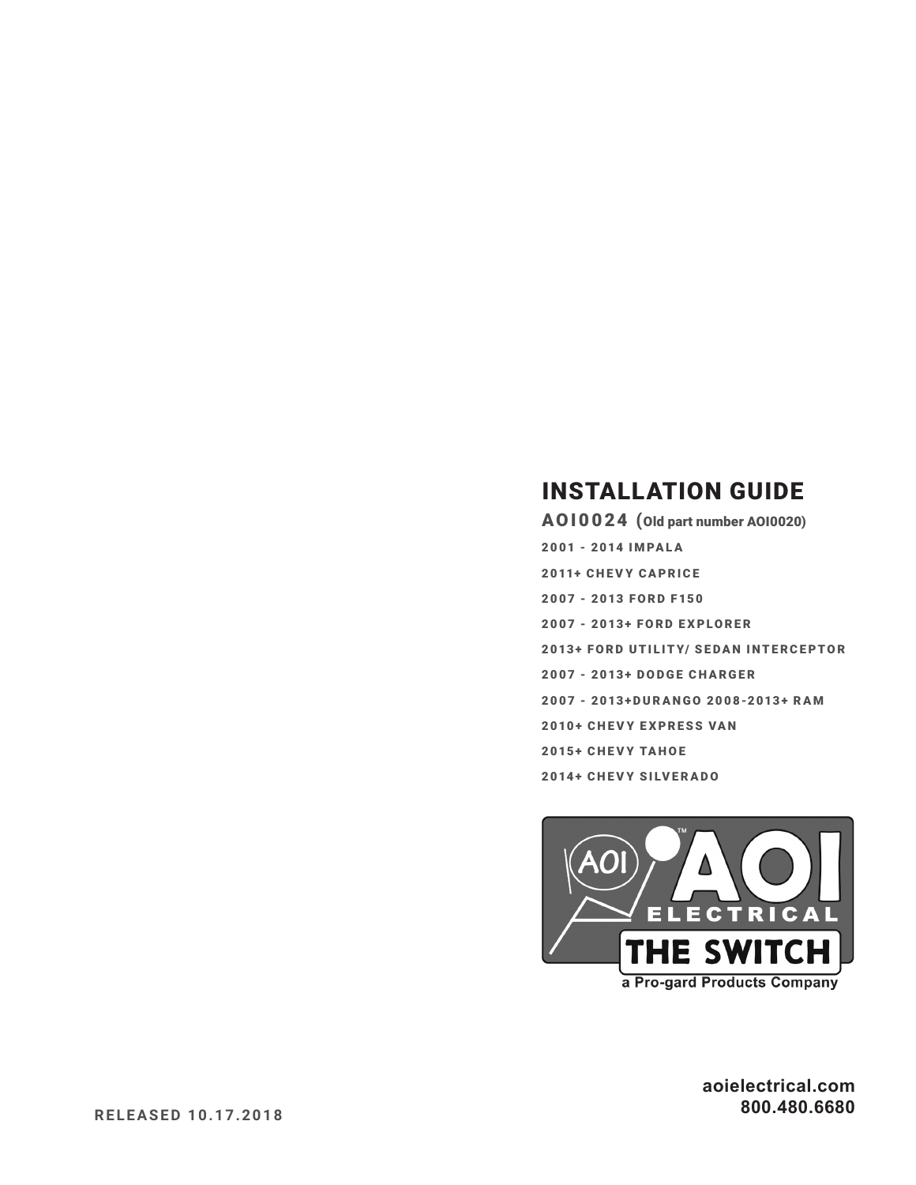# INSTALLATION GUIDE

## AOI0024 (Old part number AOI0020)

2001 - 2014 IMPALA

2011+ CHEVY CAPRICE

2007 - 2013 FORD F150

2007 - 2013+ FORD EXPLORER

2013+ FORD UTILITY/ SEDAN INTERCEPTOR

2007 - 2013+ DODGE CHARGER

2007 - 2013+DURANGO 2008-2013+ RAM

2010+ CHEVY EXPRESS VAN

2015+ CHEVY TAHOE

2014+ CHEVY SILVERADO

AOI ELECTRICAL THE SWITCH
a Pro-gard Products Company

RELEASED 10.17.2018

**aoielectrical.com**
**800.480.6680**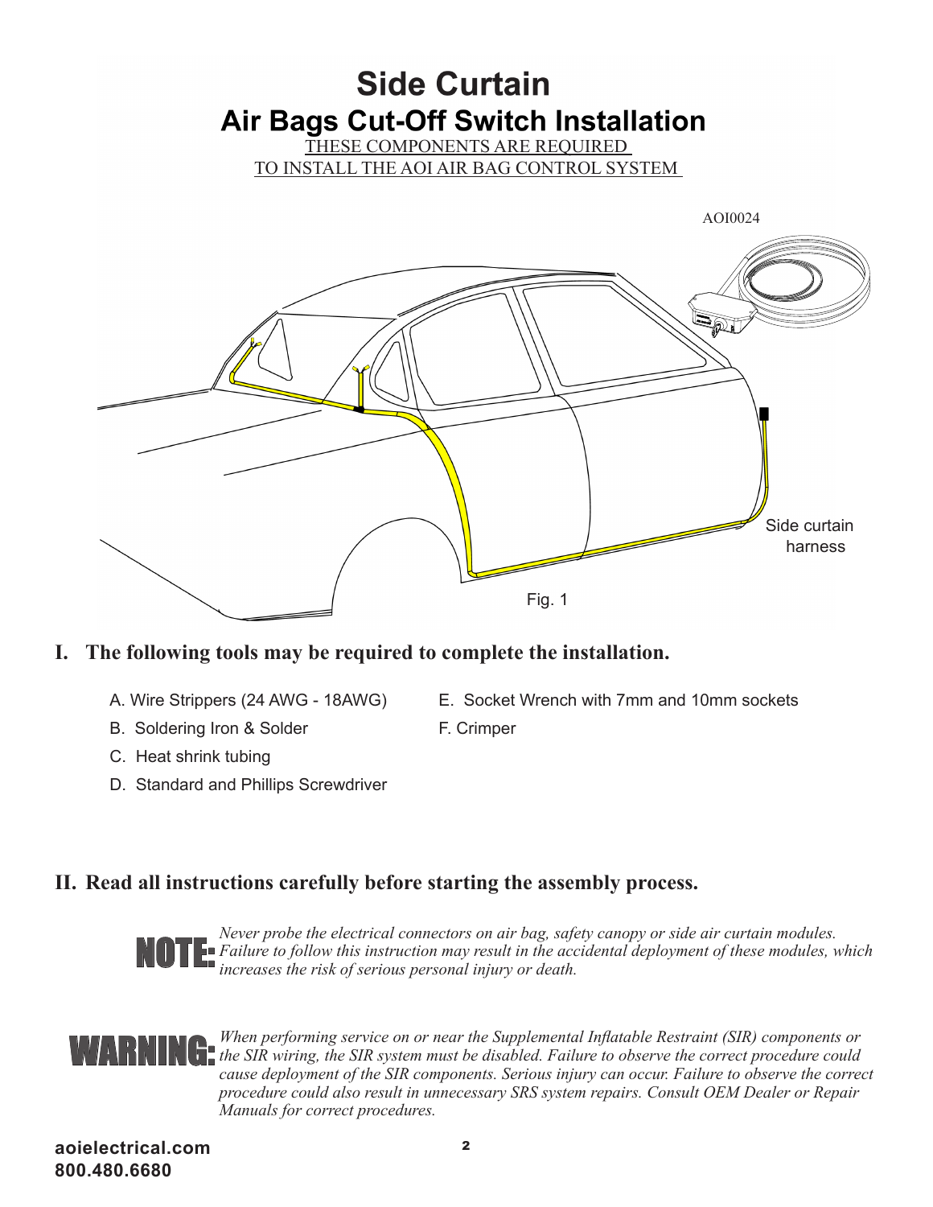# Side Curtain

## Air Bags Cut-Off Switch Installation

THESE COMPONENTS ARE REQUIRED
TO INSTALL THE AOI AIR BAG CONTROL SYSTEM

AOI0024

Side curtain harness

Fig. 1

## I. The following tools may be required to complete the installation.

A. Wire Strippers (24 AWG - 18AWG)
B. Soldering Iron & Solder
C. Heat shrink tubing
D. Standard and Phillips Screwdriver
E. Socket Wrench with 7mm and 10mm sockets
F. Crimper

## II. Read all instructions carefully before starting the assembly process.

**NOTE:** *Never probe the electrical connectors on air bag, safety canopy or side air curtain modules. Failure to follow this instruction may result in the accidental deployment of these modules, which increases the risk of serious personal injury or death.*

**WARNING:** *When performing service on or near the Supplemental Inflatable Restraint (SIR) components or the SIR wiring, the SIR system must be disabled. Failure to observe the correct procedure could cause deployment of the SIR components. Serious injury can occur. Failure to observe the correct procedure could also result in unnecessary SRS system repairs. Consult OEM Dealer or Repair Manuals for correct procedures.*

**aoielectrical.com**
**800.480.6680**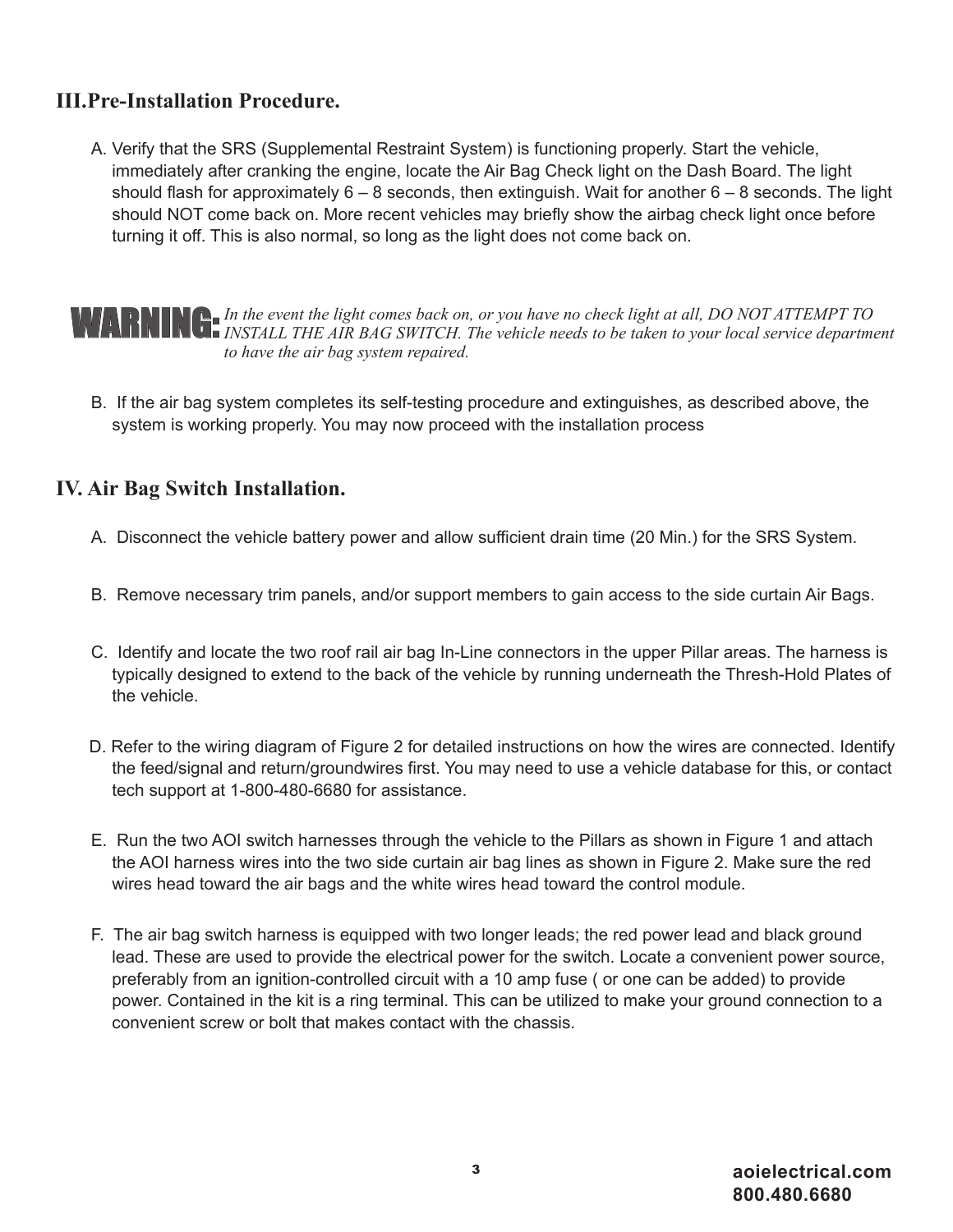## III. Pre-Installation Procedure.

A. Verify that the SRS (Supplemental Restraint System) is functioning properly. Start the vehicle, immediately after cranking the engine, locate the Air Bag Check light on the Dash Board. The light should flash for approximately 6 – 8 seconds, then extinguish. Wait for another 6 – 8 seconds. The light should NOT come back on. More recent vehicles may briefly show the airbag check light once before turning it off. This is also normal, so long as the light does not come back on.

**WARNING:** *In the event the light comes back on, or you have no check light at all, DO NOT ATTEMPT TO INSTALL THE AIR BAG SWITCH. The vehicle needs to be taken to your local service department to have the air bag system repaired.*

B. If the air bag system completes its self-testing procedure and extinguishes, as described above, the system is working properly. You may now proceed with the installation process

## IV. Air Bag Switch Installation.

A. Disconnect the vehicle battery power and allow sufficient drain time (20 Min.) for the SRS System.

B. Remove necessary trim panels, and/or support members to gain access to the side curtain Air Bags.

C. Identify and locate the two roof rail air bag In-Line connectors in the upper Pillar areas. The harness is typically designed to extend to the back of the vehicle by running underneath the Thresh-Hold Plates of the vehicle.

D. Refer to the wiring diagram of Figure 2 for detailed instructions on how the wires are connected. Identify the feed/signal and return/groundwires first. You may need to use a vehicle database for this, or contact tech support at 1-800-480-6680 for assistance.

E. Run the two AOI switch harnesses through the vehicle to the Pillars as shown in Figure 1 and attach the AOI harness wires into the two side curtain air bag lines as shown in Figure 2. Make sure the red wires head toward the air bags and the white wires head toward the control module.

F. The air bag switch harness is equipped with two longer leads; the red power lead and black ground lead. These are used to provide the electrical power for the switch. Locate a convenient power source, preferably from an ignition-controlled circuit with a 10 amp fuse ( or one can be added) to provide power. Contained in the kit is a ring terminal. This can be utilized to make your ground connection to a convenient screw or bolt that makes contact with the chassis.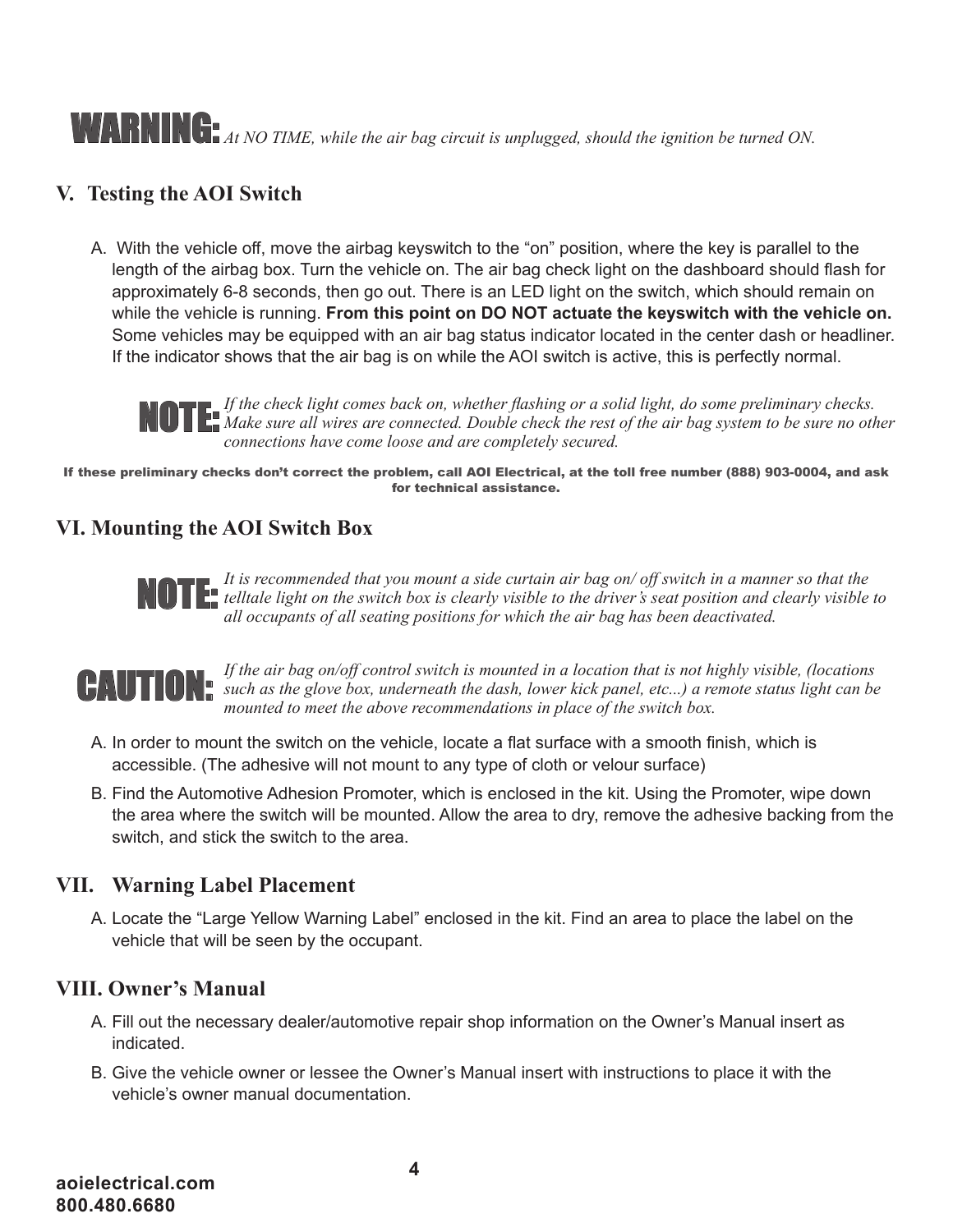**WARNING:** *At NO TIME, while the air bag circuit is unplugged, should the ignition be turned ON.*

## V. Testing the AOI Switch

A. With the vehicle off, move the airbag keyswitch to the “on” position, where the key is parallel to the length of the airbag box. Turn the vehicle on. The air bag check light on the dashboard should flash for approximately 6-8 seconds, then go out. There is an LED light on the switch, which should remain on while the vehicle is running. **From this point on DO NOT actuate the keyswitch with the vehicle on.** Some vehicles may be equipped with an air bag status indicator located in the center dash or headliner. If the indicator shows that the air bag is on while the AOI switch is active, this is perfectly normal.

**NOTE:** *If the check light comes back on, whether flashing or a solid light, do some preliminary checks. Make sure all wires are connected. Double check the rest of the air bag system to be sure no other connections have come loose and are completely secured.*

**If these preliminary checks don’t correct the problem, call AOI Electrical, at the toll free number (888) 903-0004, and ask for technical assistance.**

## VI. Mounting the AOI Switch Box

**NOTE:** *It is recommended that you mount a side curtain air bag on/ off switch in a manner so that the telltale light on the switch box is clearly visible to the driver’s seat position and clearly visible to all occupants of all seating positions for which the air bag has been deactivated.*

**CAUTION:** *If the air bag on/off control switch is mounted in a location that is not highly visible, (locations such as the glove box, underneath the dash, lower kick panel, etc...) a remote status light can be mounted to meet the above recommendations in place of the switch box.*

A. In order to mount the switch on the vehicle, locate a flat surface with a smooth finish, which is accessible. (The adhesive will not mount to any type of cloth or velour surface)

B. Find the Automotive Adhesion Promoter, which is enclosed in the kit. Using the Promoter, wipe down the area where the switch will be mounted. Allow the area to dry, remove the adhesive backing from the switch, and stick the switch to the area.

## VII. Warning Label Placement

A. Locate the “Large Yellow Warning Label” enclosed in the kit. Find an area to place the label on the vehicle that will be seen by the occupant.

## VIII. Owner’s Manual

A. Fill out the necessary dealer/automotive repair shop information on the Owner’s Manual insert as indicated.

B. Give the vehicle owner or lessee the Owner’s Manual insert with instructions to place it with the vehicle’s owner manual documentation.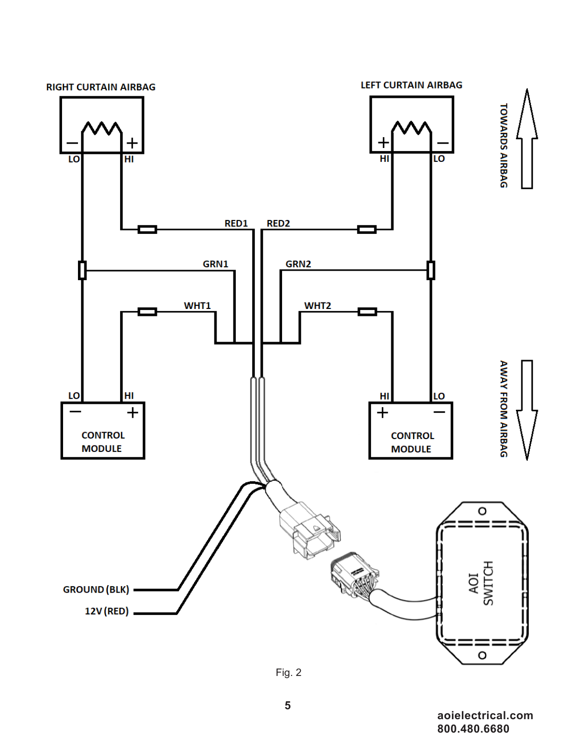RIGHT CURTAIN AIRBAG

LEFT CURTAIN AIRBAG

TOWARDS AIRBAG

LO HI

HI LO

RED1 RED2

GRN1 GRN2

WHT1 WHT2

LO HI

HI LO

CONTROL MODULE

CONTROL MODULE

AWAY FROM AIRBAG

GROUND (BLK)

12V (RED)

AOI SWITCH

Fig. 2